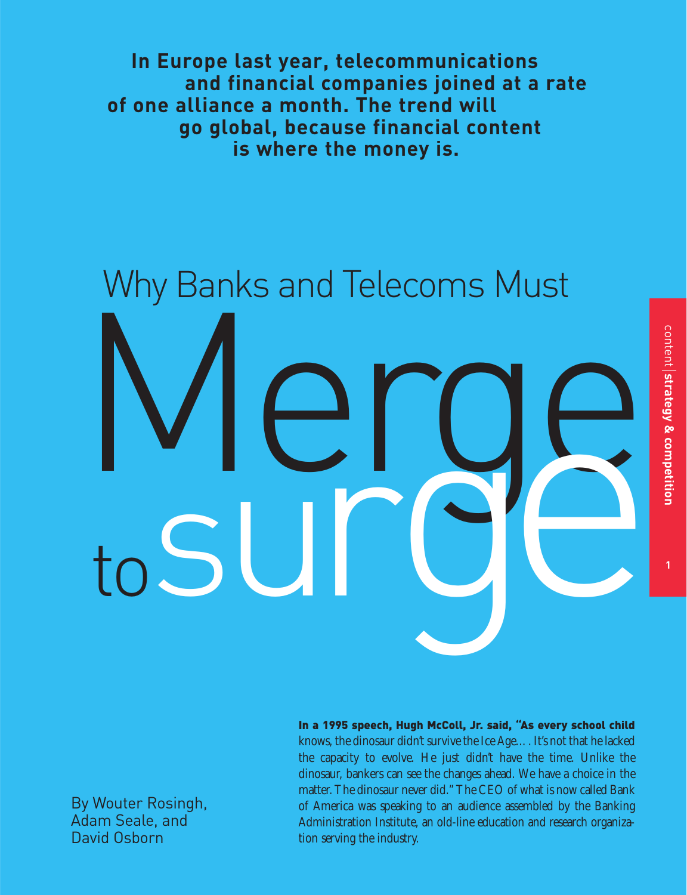**In Europe last year, telecommunications and financial companies joined at a rate of one alliance a month. The trend will go global, because financial content is where the money is.**

# Why Banks and Telecoms Must Merge to Surge

By Wouter Rosingh, Adam Seale, and David Osborn

**In a 1995 speech, Hugh McColl, Jr. said, "As every school child** knows, the dinosaur didn't survive the Ice Age.... It's not that he lacked the capacity to evolve. He just didn't have the time. Unlike the dinosaur, bankers can see the changes ahead. We have a choice in the matter. The dinosaur never did." The CEO of what is now called Bank of America was speaking to an audience assembled by the Banking Administration Institute, an old-line education and research organization serving the industry.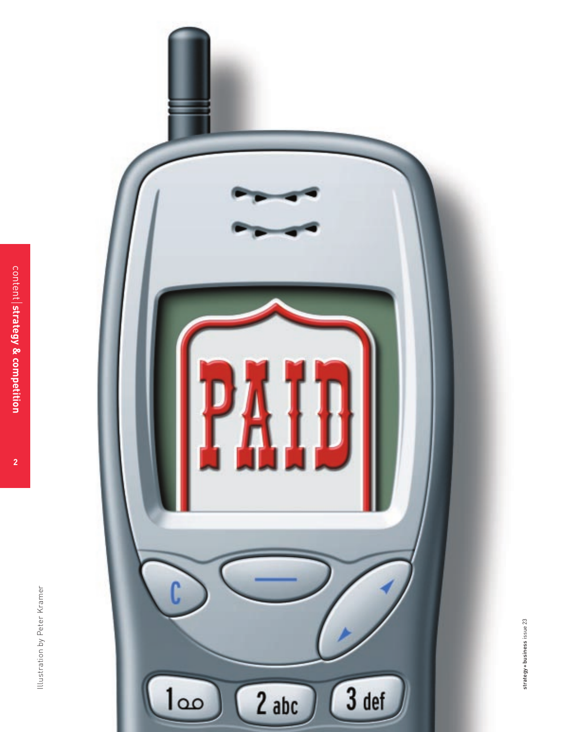Illustration by Peter Kramer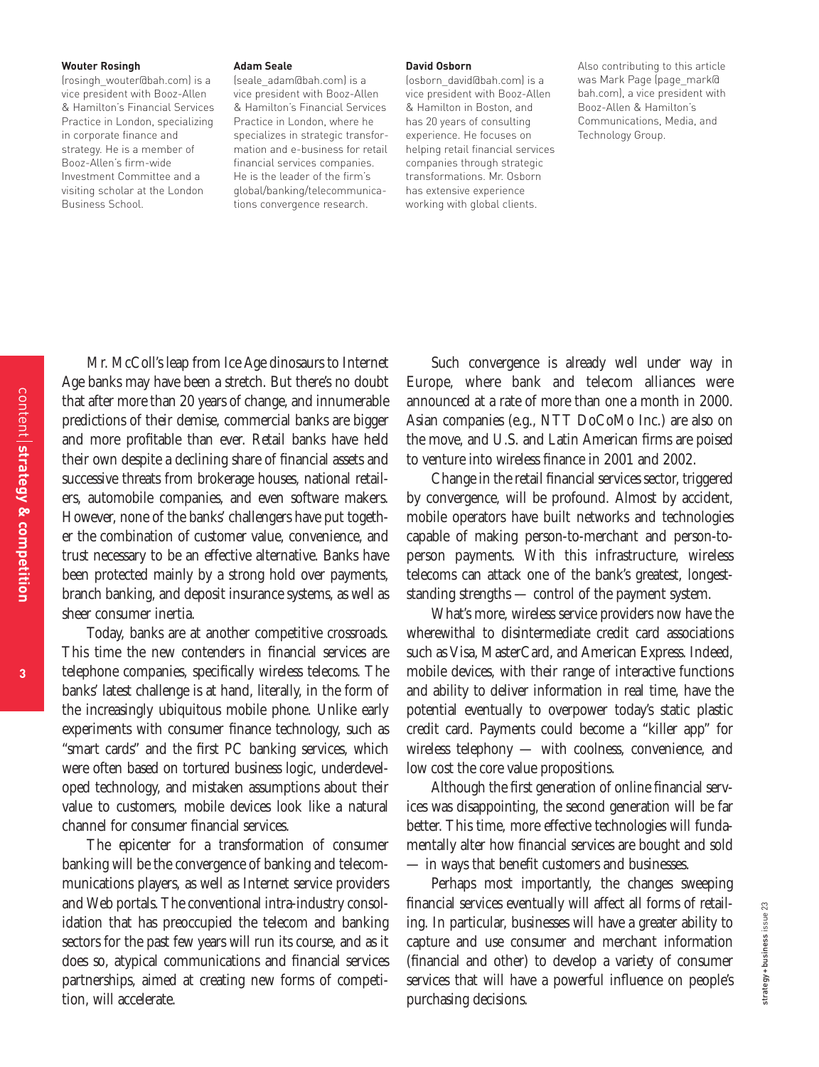**Wouter Rosingh**
(rosingh_wouter@bah.com) is a vice president with Booz-Allen & Hamilton's Financial Services Practice in London, specializing in corporate finance and strategy. He is a member of Booz-Allen's firm-wide Investment Committee and a visiting scholar at the London Business School.

**Adam Seale**
(seale_adam@bah.com) is a vice president with Booz-Allen & Hamilton's Financial Services Practice in London, where he specializes in strategic transformation and e-business for retail financial services companies. He is the leader of the firm's global/banking/telecommunications convergence research.

**David Osborn**
(osborn_david@bah.com) is a vice president with Booz-Allen & Hamilton in Boston, and has 20 years of consulting experience. He focuses on helping retail financial services companies through strategic transformations. Mr. Osborn has extensive experience working with global clients.

Also contributing to this article was Mark Page (page_mark@bah.com), a vice president with Booz-Allen & Hamilton's Communications, Media, and Technology Group.

Mr. McColl's leap from Ice Age dinosaurs to Internet Age banks may have been a stretch. But there's no doubt that after more than 20 years of change, and innumerable predictions of their demise, commercial banks are bigger and more profitable than ever. Retail banks have held their own despite a declining share of financial assets and successive threats from brokerage houses, national retailers, automobile companies, and even software makers. However, none of the banks' challengers have put together the combination of customer value, convenience, and trust necessary to be an effective alternative. Banks have been protected mainly by a strong hold over payments, branch banking, and deposit insurance systems, as well as sheer consumer inertia.

Today, banks are at another competitive crossroads. This time the new contenders in financial services are telephone companies, specifically wireless telecoms. The banks' latest challenge is at hand, literally, in the form of the increasingly ubiquitous mobile phone. Unlike early experiments with consumer finance technology, such as "smart cards" and the first PC banking services, which were often based on tortured business logic, underdeveloped technology, and mistaken assumptions about their value to customers, mobile devices look like a natural channel for consumer financial services.

The epicenter for a transformation of consumer banking will be the convergence of banking and telecommunications players, as well as Internet service providers and Web portals. The conventional intra-industry consolidation that has preoccupied the telecom and banking sectors for the past few years will run its course, and as it does so, atypical communications and financial services partnerships, aimed at creating new forms of competition, will accelerate.

Such convergence is already well under way in Europe, where bank and telecom alliances were announced at a rate of more than one a month in 2000. Asian companies (e.g., NTT DoCoMo Inc.) are also on the move, and U.S. and Latin American firms are poised to venture into wireless finance in 2001 and 2002.

Change in the retail financial services sector, triggered by convergence, will be profound. Almost by accident, mobile operators have built networks and technologies capable of making person-to-merchant and person-to-person payments. With this infrastructure, wireless telecoms can attack one of the bank's greatest, longest-standing strengths — control of the payment system.

What's more, wireless service providers now have the wherewithal to disintermediate credit card associations such as Visa, MasterCard, and American Express. Indeed, mobile devices, with their range of interactive functions and ability to deliver information in real time, have the potential eventually to overpower today's static plastic credit card. Payments could become a "killer app" for wireless telephony — with coolness, convenience, and low cost the core value propositions.

Although the first generation of online financial services was disappointing, the second generation will be far better. This time, more effective technologies will fundamentally alter how financial services are bought and sold — in ways that benefit customers and businesses.

Perhaps most importantly, the changes sweeping financial services eventually will affect all forms of retailing. In particular, businesses will have a greater ability to capture and use consumer and merchant information (financial and other) to develop a variety of consumer services that will have a powerful influence on people's purchasing decisions.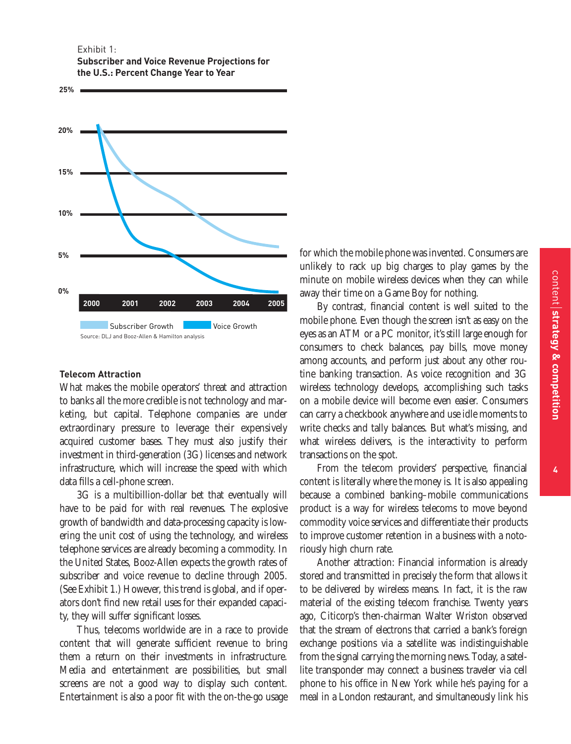Exhibit 1:
**Subscriber and Voice Revenue Projections for the U.S.: Percent Change Year to Year**

Source: DLJ and Booz-Allen & Hamilton analysis

### Telecom Attraction

What makes the mobile operators' threat and attraction to banks all the more credible is not technology and marketing, but capital. Telephone companies are under extraordinary pressure to leverage their expensively acquired customer bases. They must also justify their investment in third-generation (3G) licenses and network infrastructure, which will increase the speed with which data fills a cell-phone screen.

3G is a multibillion-dollar bet that eventually will have to be paid for with real revenues. The explosive growth of bandwidth and data-processing capacity is lowering the unit cost of using the technology, and wireless telephone services are already becoming a commodity. In the United States, Booz-Allen expects the growth rates of subscriber and voice revenue to decline through 2005. (See Exhibit 1.) However, this trend is global, and if operators don't find new retail uses for their expanded capacity, they will suffer significant losses.

Thus, telecoms worldwide are in a race to provide content that will generate sufficient revenue to bring them a return on their investments in infrastructure. Media and entertainment are possibilities, but small screens are not a good way to display such content. Entertainment is also a poor fit with the on-the-go usage for which the mobile phone was invented. Consumers are unlikely to rack up big charges to play games by the minute on mobile wireless devices when they can while away their time on a Game Boy for nothing.

By contrast, financial content is well suited to the mobile phone. Even though the screen isn't as easy on the eyes as an ATM or a PC monitor, it's still large enough for consumers to check balances, pay bills, move money among accounts, and perform just about any other routine banking transaction. As voice recognition and 3G wireless technology develops, accomplishing such tasks on a mobile device will become even easier. Consumers can carry a checkbook anywhere and use idle moments to write checks and tally balances. But what's missing, and what wireless delivers, is the interactivity to perform transactions on the spot.

From the telecom providers' perspective, financial content is literally where the money is. It is also appealing because a combined banking–mobile communications product is a way for wireless telecoms to move beyond commodity voice services and differentiate their products to improve customer retention in a business with a notoriously high churn rate.

Another attraction: Financial information is already stored and transmitted in precisely the form that allows it to be delivered by wireless means. In fact, it is the raw material of the existing telecom franchise. Twenty years ago, Citicorp's then-chairman Walter Wriston observed that the stream of electrons that carried a bank's foreign exchange positions via a satellite was indistinguishable from the signal carrying the morning news. Today, a satellite transponder may connect a business traveler via cell phone to his office in New York while he's paying for a meal in a London restaurant, and simultaneously link his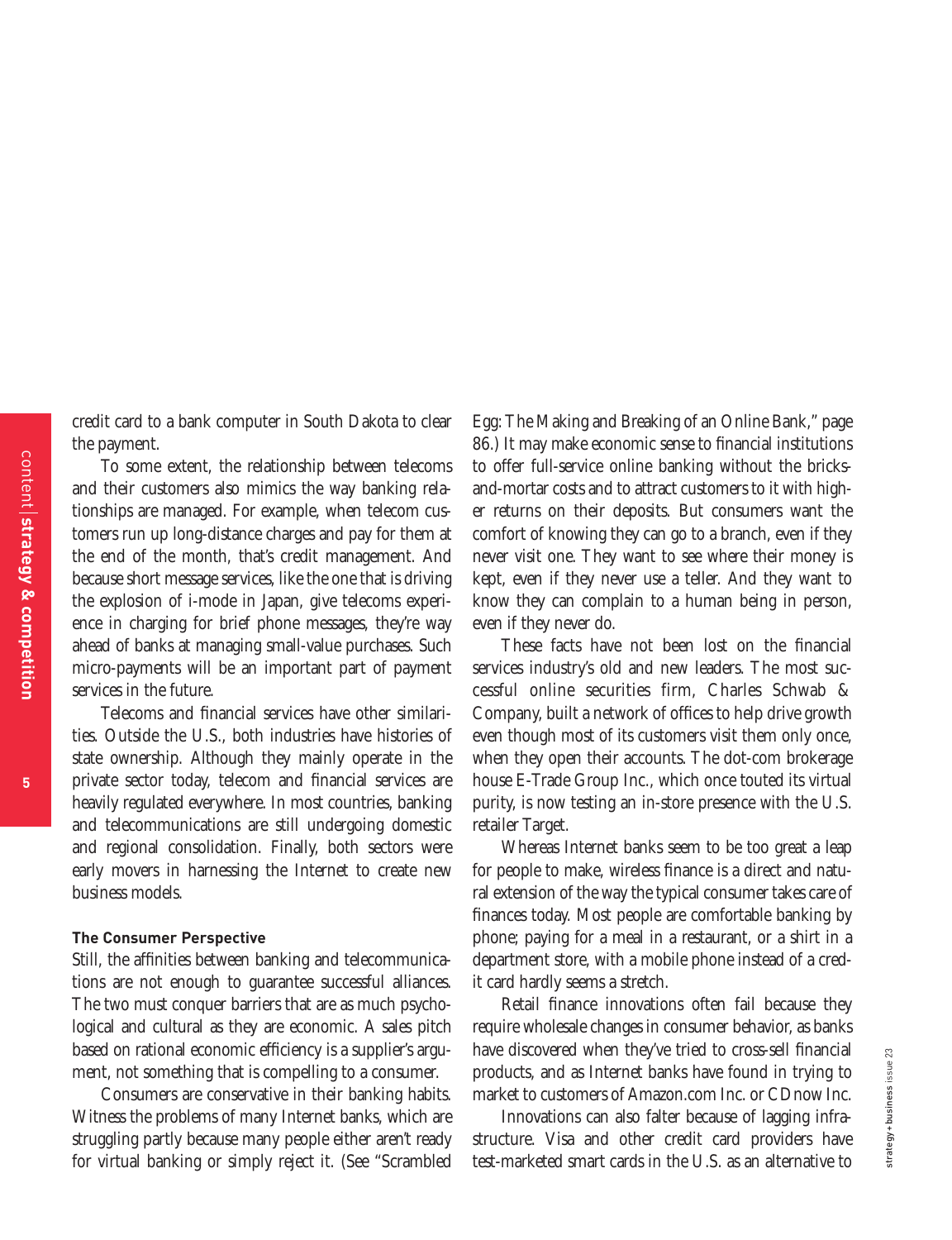credit card to a bank computer in South Dakota to clear the payment.

To some extent, the relationship between telecoms and their customers also mimics the way banking relationships are managed. For example, when telecom customers run up long-distance charges and pay for them at the end of the month, that's credit management. And because short message services, like the one that is driving the explosion of i-mode in Japan, give telecoms experience in charging for brief phone messages, they're way ahead of banks at managing small-value purchases. Such micro-payments will be an important part of payment services in the future.

Telecoms and financial services have other similarities. Outside the U.S., both industries have histories of state ownership. Although they mainly operate in the private sector today, telecom and financial services are heavily regulated everywhere. In most countries, banking and telecommunications are still undergoing domestic and regional consolidation. Finally, both sectors were early movers in harnessing the Internet to create new business models.

### The Consumer Perspective

Still, the affinities between banking and telecommunications are not enough to guarantee successful alliances. The two must conquer barriers that are as much psychological and cultural as they are economic. A sales pitch based on rational economic efficiency is a supplier's argument, not something that is compelling to a consumer.

Consumers are conservative in their banking habits. Witness the problems of many Internet banks, which are struggling partly because many people either aren't ready for virtual banking or simply reject it. (See "Scrambled Egg: The Making and Breaking of an Online Bank," page 86.) It may make economic sense to financial institutions to offer full-service online banking without the bricks-and-mortar costs and to attract customers to it with higher returns on their deposits. But consumers want the comfort of knowing they can go to a branch, even if they never visit one. They want to see where their money is kept, even if they never use a teller. And they want to know they can complain to a human being in person, even if they never do.

These facts have not been lost on the financial services industry's old and new leaders. The most successful online securities firm, Charles Schwab & Company, built a network of offices to help drive growth even though most of its customers visit them only once, when they open their accounts. The dot-com brokerage house E-Trade Group Inc., which once touted its virtual purity, is now testing an in-store presence with the U.S. retailer Target.

Whereas Internet banks seem to be too great a leap for people to make, wireless finance is a direct and natural extension of the way the typical consumer takes care of finances today. Most people are comfortable banking by phone; paying for a meal in a restaurant, or a shirt in a department store, with a mobile phone instead of a credit card hardly seems a stretch.

Retail finance innovations often fail because they require wholesale changes in consumer behavior, as banks have discovered when they've tried to cross-sell financial products, and as Internet banks have found in trying to market to customers of Amazon.com Inc. or CDnow Inc.

Innovations can also falter because of lagging infrastructure. Visa and other credit card providers have test-marketed smart cards in the U.S. as an alternative to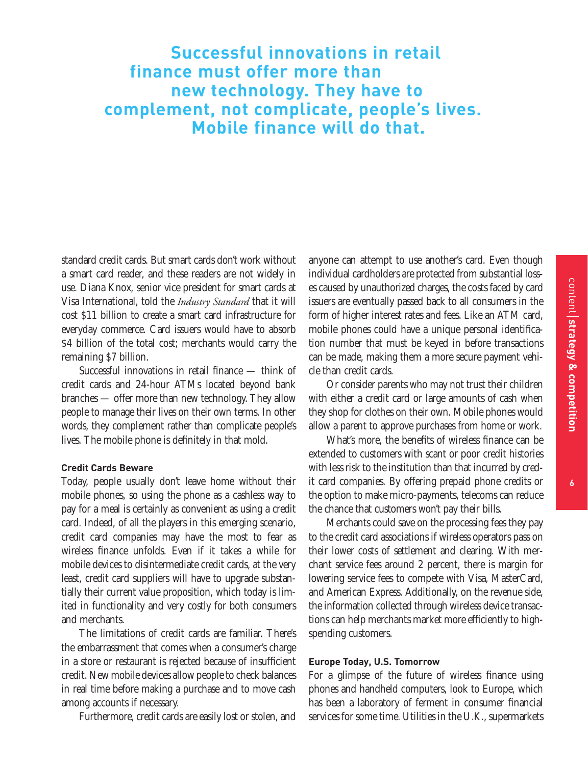**Successful innovations in retail finance must offer more than new technology. They have to complement, not complicate, people's lives. Mobile finance will do that.**

standard credit cards. But smart cards don't work without a smart card reader, and these readers are not widely in use. Diana Knox, senior vice president for smart cards at Visa International, told the *Industry Standard* that it will cost $11 billion to create a smart card infrastructure for everyday commerce. Card issuers would have to absorb $4 billion of the total cost; merchants would carry the remaining $7 billion.

Successful innovations in retail finance — think of credit cards and 24-hour ATMs located beyond bank branches — offer more than new technology. They allow people to manage their lives on their own terms. In other words, they complement rather than complicate people's lives. The mobile phone is definitely in that mold.

### Credit Cards Beware

Today, people usually don't leave home without their mobile phones, so using the phone as a cashless way to pay for a meal is certainly as convenient as using a credit card. Indeed, of all the players in this emerging scenario, credit card companies may have the most to fear as wireless finance unfolds. Even if it takes a while for mobile devices to disintermediate credit cards, at the very least, credit card suppliers will have to upgrade substantially their current value proposition, which today is limited in functionality and very costly for both consumers and merchants.

The limitations of credit cards are familiar. There's the embarrassment that comes when a consumer's charge in a store or restaurant is rejected because of insufficient credit. New mobile devices allow people to check balances in real time before making a purchase and to move cash among accounts if necessary.

Furthermore, credit cards are easily lost or stolen, and anyone can attempt to use another's card. Even though individual cardholders are protected from substantial losses caused by unauthorized charges, the costs faced by card issuers are eventually passed back to all consumers in the form of higher interest rates and fees. Like an ATM card, mobile phones could have a unique personal identification number that must be keyed in before transactions can be made, making them a more secure payment vehicle than credit cards.

Or consider parents who may not trust their children with either a credit card or large amounts of cash when they shop for clothes on their own. Mobile phones would allow a parent to approve purchases from home or work.

What's more, the benefits of wireless finance can be extended to customers with scant or poor credit histories with less risk to the institution than that incurred by credit card companies. By offering prepaid phone credits or the option to make micro-payments, telecoms can reduce the chance that customers won't pay their bills.

Merchants could save on the processing fees they pay to the credit card associations if wireless operators pass on their lower costs of settlement and clearing. With merchant service fees around 2 percent, there is margin for lowering service fees to compete with Visa, MasterCard, and American Express. Additionally, on the revenue side, the information collected through wireless device transactions can help merchants market more efficiently to high-spending customers.

### Europe Today, U.S. Tomorrow

For a glimpse of the future of wireless finance using phones and handheld computers, look to Europe, which has been a laboratory of ferment in consumer financial services for some time. Utilities in the U.K., supermarkets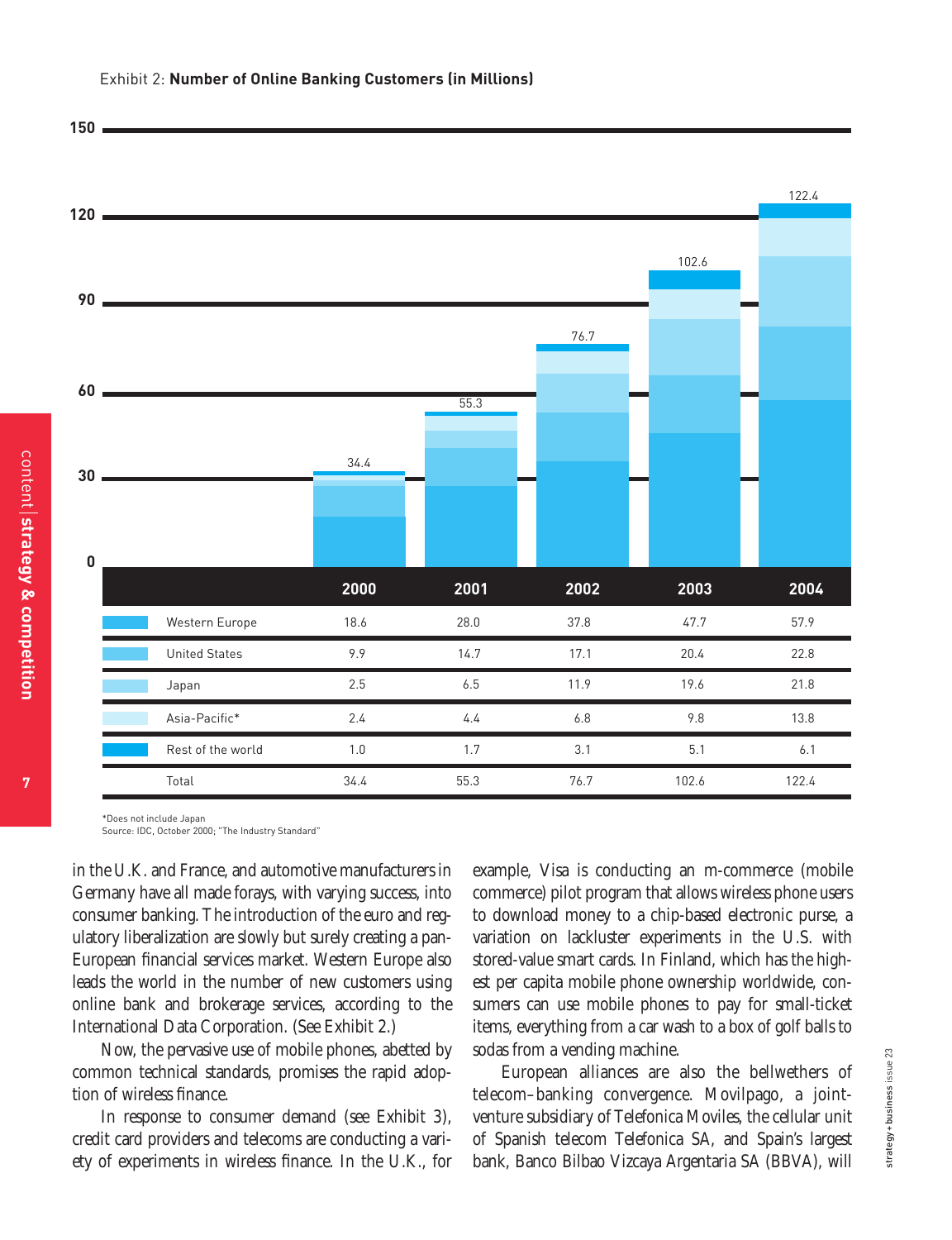Exhibit 2: **Number of Online Banking Customers (in Millions)**

| | 2000 | 2001 | 2002 | 2003 | 2004 |
|---|---|---|---|---|---|
| Western Europe | 18.6 | 28.0 | 37.8 | 47.7 | 57.9 |
| United States | 9.9 | 14.7 | 17.1 | 20.4 | 22.8 |
| Japan | 2.5 | 6.5 | 11.9 | 19.6 | 21.8 |
| Asia-Pacific* | 2.4 | 4.4 | 6.8 | 9.8 | 13.8 |
| Rest of the world | 1.0 | 1.7 | 3.1 | 5.1 | 6.1 |
| Total | 34.4 | 55.3 | 76.7 | 102.6 | 122.4 |

*Does not include Japan
Source: IDC, October 2000; "The Industry Standard"

in the U.K. and France, and automotive manufacturers in Germany have all made forays, with varying success, into consumer banking. The introduction of the euro and regulatory liberalization are slowly but surely creating a pan-European financial services market. Western Europe also leads the world in the number of new customers using online bank and brokerage services, according to the International Data Corporation. (See Exhibit 2.)

Now, the pervasive use of mobile phones, abetted by common technical standards, promises the rapid adoption of wireless finance.

In response to consumer demand (see Exhibit 3), credit card providers and telecoms are conducting a variety of experiments in wireless finance. In the U.K., for example, Visa is conducting an m-commerce (mobile commerce) pilot program that allows wireless phone users to download money to a chip-based electronic purse, a variation on lackluster experiments in the U.S. with stored-value smart cards. In Finland, which has the highest per capita mobile phone ownership worldwide, consumers can use mobile phones to pay for small-ticket items, everything from a car wash to a box of golf balls to sodas from a vending machine.

European alliances are also the bellwethers of telecom–banking convergence. Movilpago, a joint-venture subsidiary of Telefonica Moviles, the cellular unit of Spanish telecom Telefonica SA, and Spain's largest bank, Banco Bilbao Vizcaya Argentaria SA (BBVA), will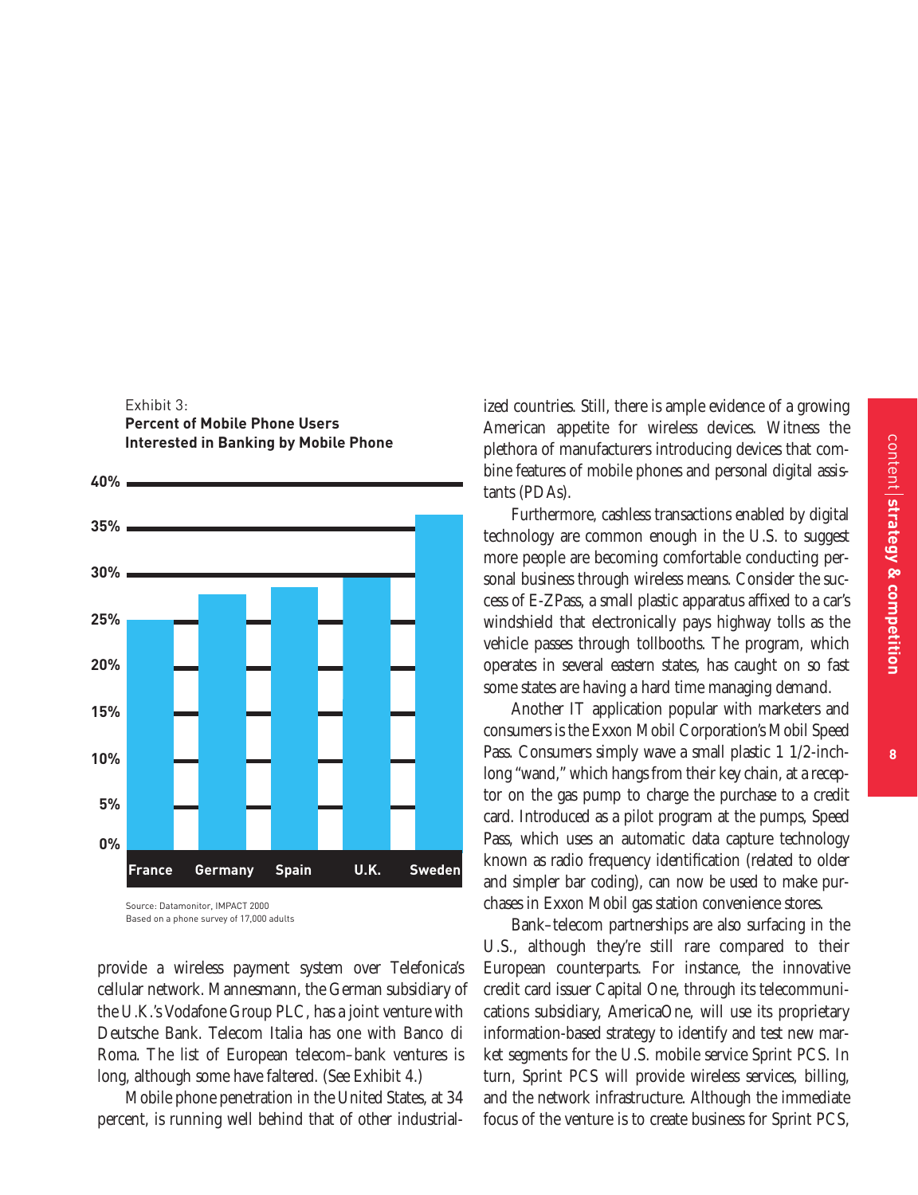Exhibit 3:
**Percent of Mobile Phone Users Interested in Banking by Mobile Phone**

| Country | Percent |
|---|---|
| France | ~25% |
| Germany | ~28% |
| Spain | ~29% |
| U.K. | ~30% |
| Sweden | ~36% |

Source: Datamonitor, IMPACT 2000
Based on a phone survey of 17,000 adults

provide a wireless payment system over Telefonica's cellular network. Mannesmann, the German subsidiary of the U.K.'s Vodafone Group PLC, has a joint venture with Deutsche Bank. Telecom Italia has one with Banco di Roma. The list of European telecom–bank ventures is long, although some have faltered. (See Exhibit 4.)

Mobile phone penetration in the United States, at 34 percent, is running well behind that of other industrialized countries. Still, there is ample evidence of a growing American appetite for wireless devices. Witness the plethora of manufacturers introducing devices that combine features of mobile phones and personal digital assistants (PDAs).

Furthermore, cashless transactions enabled by digital technology are common enough in the U.S. to suggest more people are becoming comfortable conducting personal business through wireless means. Consider the success of E-ZPass, a small plastic apparatus affixed to a car's windshield that electronically pays highway tolls as the vehicle passes through tollbooths. The program, which operates in several eastern states, has caught on so fast some states are having a hard time managing demand.

Another IT application popular with marketers and consumers is the Exxon Mobil Corporation's Mobil Speed Pass. Consumers simply wave a small plastic 1 1/2-inch-long "wand," which hangs from their key chain, at a receptor on the gas pump to charge the purchase to a credit card. Introduced as a pilot program at the pumps, Speed Pass, which uses an automatic data capture technology known as radio frequency identification (related to older and simpler bar coding), can now be used to make purchases in Exxon Mobil gas station convenience stores.

Bank–telecom partnerships are also surfacing in the U.S., although they're still rare compared to their European counterparts. For instance, the innovative credit card issuer Capital One, through its telecommunications subsidiary, AmericaOne, will use its proprietary information-based strategy to identify and test new market segments for the U.S. mobile service Sprint PCS. In turn, Sprint PCS will provide wireless services, billing, and the network infrastructure. Although the immediate focus of the venture is to create business for Sprint PCS,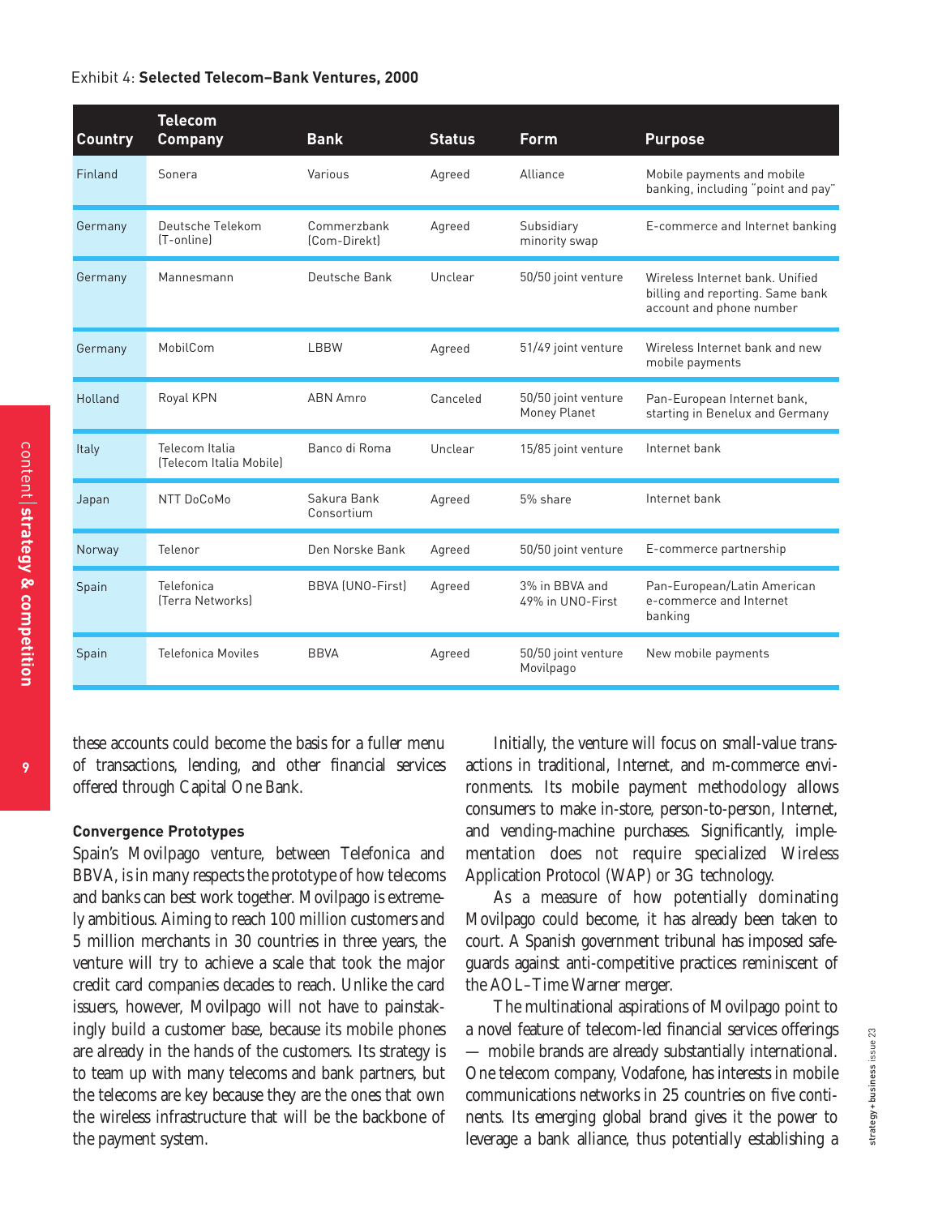Exhibit 4: **Selected Telecom–Bank Ventures, 2000**

| Country | Telecom Company | Bank | Status | Form | Purpose |
|---|---|---|---|---|---|
| Finland | Sonera | Various | Agreed | Alliance | Mobile payments and mobile banking, including "point and pay" |
| Germany | Deutsche Telekom (T-online) | Commerzbank (Com-Direkt) | Agreed | Subsidiary minority swap | E-commerce and Internet banking |
| Germany | Mannesmann | Deutsche Bank | Unclear | 50/50 joint venture | Wireless Internet bank. Unified billing and reporting. Same bank account and phone number |
| Germany | MobilCom | LBBW | Agreed | 51/49 joint venture | Wireless Internet bank and new mobile payments |
| Holland | Royal KPN | ABN Amro | Canceled | 50/50 joint venture Money Planet | Pan-European Internet bank, starting in Benelux and Germany |
| Italy | Telecom Italia (Telecom Italia Mobile) | Banco di Roma | Unclear | 15/85 joint venture | Internet bank |
| Japan | NTT DoCoMo | Sakura Bank Consortium | Agreed | 5% share | Internet bank |
| Norway | Telenor | Den Norske Bank | Agreed | 50/50 joint venture | E-commerce partnership |
| Spain | Telefonica (Terra Networks) | BBVA (UNO-First) | Agreed | 3% in BBVA and 49% in UNO-First | Pan-European/Latin American e-commerce and Internet banking |
| Spain | Telefonica Moviles | BBVA | Agreed | 50/50 joint venture Movilpago | New mobile payments |

these accounts could become the basis for a fuller menu of transactions, lending, and other financial services offered through Capital One Bank.

**Convergence Prototypes**

Spain's Movilpago venture, between Telefonica and BBVA, is in many respects the prototype of how telecoms and banks can best work together. Movilpago is extremely ambitious. Aiming to reach 100 million customers and 5 million merchants in 30 countries in three years, the venture will try to achieve a scale that took the major credit card companies decades to reach. Unlike the card issuers, however, Movilpago will not have to painstakingly build a customer base, because its mobile phones are already in the hands of the customers. Its strategy is to team up with many telecoms and bank partners, but the telecoms are key because they are the ones that own the wireless infrastructure that will be the backbone of the payment system.

Initially, the venture will focus on small-value transactions in traditional, Internet, and m-commerce environments. Its mobile payment methodology allows consumers to make in-store, person-to-person, Internet, and vending-machine purchases. Significantly, implementation does not require specialized Wireless Application Protocol (WAP) or 3G technology.

As a measure of how potentially dominating Movilpago could become, it has already been taken to court. A Spanish government tribunal has imposed safeguards against anti-competitive practices reminiscent of the AOL–Time Warner merger.

The multinational aspirations of Movilpago point to a novel feature of telecom-led financial services offerings — mobile brands are already substantially international. One telecom company, Vodafone, has interests in mobile communications networks in 25 countries on five continents. Its emerging global brand gives it the power to leverage a bank alliance, thus potentially establishing a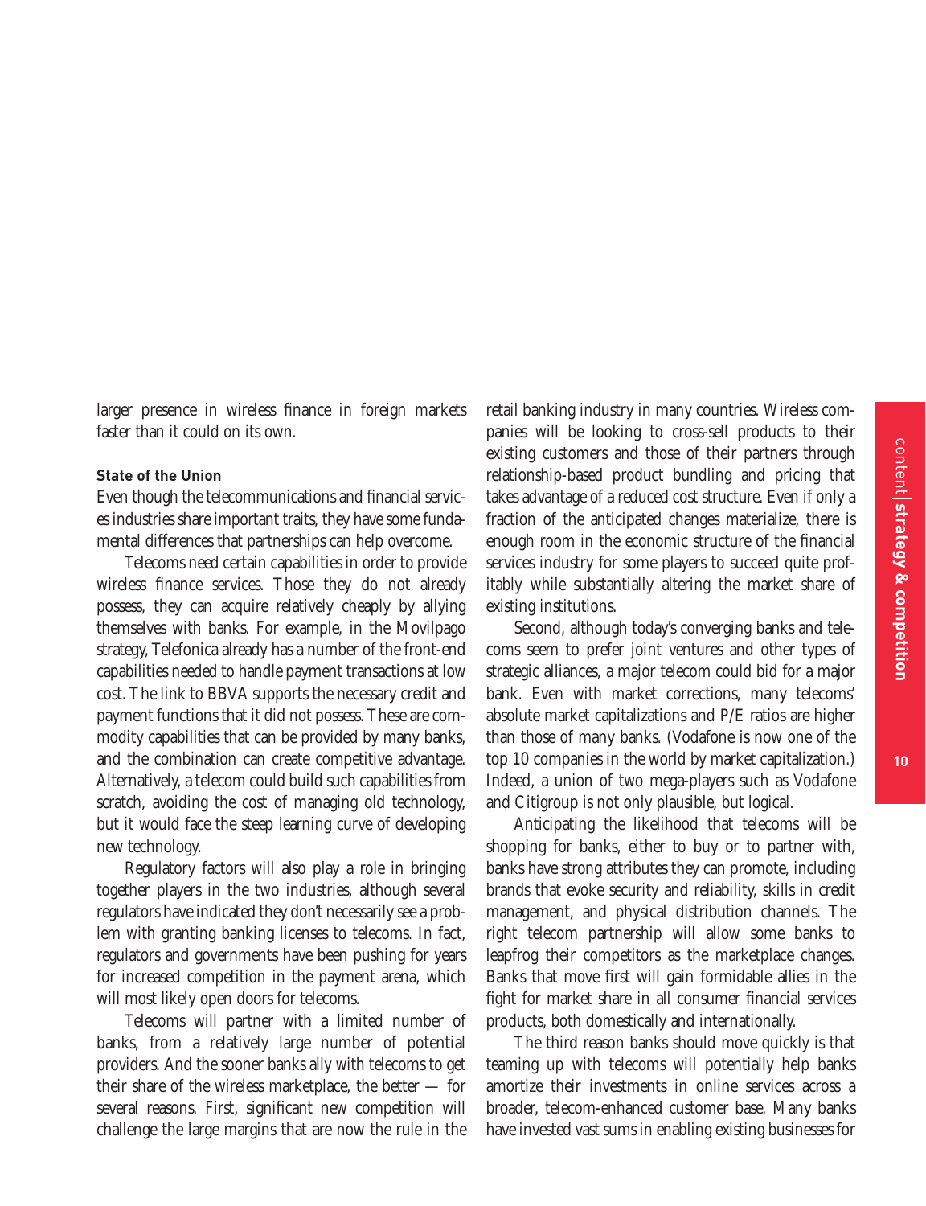larger presence in wireless finance in foreign markets faster than it could on its own.

**State of the Union**

Even though the telecommunications and financial services industries share important traits, they have some fundamental differences that partnerships can help overcome.

Telecoms need certain capabilities in order to provide wireless finance services. Those they do not already possess, they can acquire relatively cheaply by allying themselves with banks. For example, in the Movilpago strategy, Telefonica already has a number of the front-end capabilities needed to handle payment transactions at low cost. The link to BBVA supports the necessary credit and payment functions that it did not possess. These are commodity capabilities that can be provided by many banks, and the combination can create competitive advantage. Alternatively, a telecom could build such capabilities from scratch, avoiding the cost of managing old technology, but it would face the steep learning curve of developing new technology.

Regulatory factors will also play a role in bringing together players in the two industries, although several regulators have indicated they don't necessarily see a problem with granting banking licenses to telecoms. In fact, regulators and governments have been pushing for years for increased competition in the payment arena, which will most likely open doors for telecoms.

Telecoms will partner with a limited number of banks, from a relatively large number of potential providers. And the sooner banks ally with telecoms to get their share of the wireless marketplace, the better — for several reasons. First, significant new competition will challenge the large margins that are now the rule in the retail banking industry in many countries. Wireless companies will be looking to cross-sell products to their existing customers and those of their partners through relationship-based product bundling and pricing that takes advantage of a reduced cost structure. Even if only a fraction of the anticipated changes materialize, there is enough room in the economic structure of the financial services industry for some players to succeed quite profitably while substantially altering the market share of existing institutions.

Second, although today's converging banks and telecoms seem to prefer joint ventures and other types of strategic alliances, a major telecom could bid for a major bank. Even with market corrections, many telecoms' absolute market capitalizations and P/E ratios are higher than those of many banks. (Vodafone is now one of the top 10 companies in the world by market capitalization.) Indeed, a union of two mega-players such as Vodafone and Citigroup is not only plausible, but logical.

Anticipating the likelihood that telecoms will be shopping for banks, either to buy or to partner with, banks have strong attributes they can promote, including brands that evoke security and reliability, skills in credit management, and physical distribution channels. The right telecom partnership will allow some banks to leapfrog their competitors as the marketplace changes. Banks that move first will gain formidable allies in the fight for market share in all consumer financial services products, both domestically and internationally.

The third reason banks should move quickly is that teaming up with telecoms will potentially help banks amortize their investments in online services across a broader, telecom-enhanced customer base. Many banks have invested vast sums in enabling existing businesses for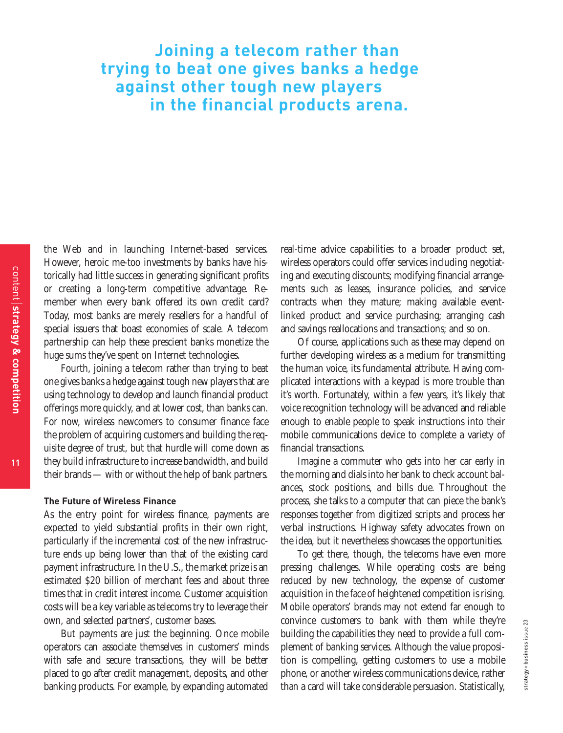> **Joining a telecom rather than trying to beat one gives banks a hedge against other tough new players in the financial products arena.**

the Web and in launching Internet-based services. However, heroic me-too investments by banks have historically had little success in generating significant profits or creating a long-term competitive advantage. Remember when every bank offered its own credit card? Today, most banks are merely resellers for a handful of special issuers that boast economies of scale. A telecom partnership can help these prescient banks monetize the huge sums they've spent on Internet technologies.

Fourth, joining a telecom rather than trying to beat one gives banks a hedge against tough new players that are using technology to develop and launch financial product offerings more quickly, and at lower cost, than banks can. For now, wireless newcomers to consumer finance face the problem of acquiring customers and building the requisite degree of trust, but that hurdle will come down as they build infrastructure to increase bandwidth, and build their brands — with or without the help of bank partners.

### The Future of Wireless Finance

As the entry point for wireless finance, payments are expected to yield substantial profits in their own right, particularly if the incremental cost of the new infrastructure ends up being lower than that of the existing card payment infrastructure. In the U.S., the market prize is an estimated $20 billion of merchant fees and about three times that in credit interest income. Customer acquisition costs will be a key variable as telecoms try to leverage their own, and selected partners', customer bases.

But payments are just the beginning. Once mobile operators can associate themselves in customers' minds with safe and secure transactions, they will be better placed to go after credit management, deposits, and other banking products. For example, by expanding automated real-time advice capabilities to a broader product set, wireless operators could offer services including negotiating and executing discounts; modifying financial arrangements such as leases, insurance policies, and service contracts when they mature; making available event-linked product and service purchasing; arranging cash and savings reallocations and transactions; and so on.

Of course, applications such as these may depend on further developing wireless as a medium for transmitting the human voice, its fundamental attribute. Having complicated interactions with a keypad is more trouble than it's worth. Fortunately, within a few years, it's likely that voice recognition technology will be advanced and reliable enough to enable people to speak instructions into their mobile communications device to complete a variety of financial transactions.

Imagine a commuter who gets into her car early in the morning and dials into her bank to check account balances, stock positions, and bills due. Throughout the process, she talks to a computer that can piece the bank's responses together from digitized scripts and process her verbal instructions. Highway safety advocates frown on the idea, but it nevertheless showcases the opportunities.

To get there, though, the telecoms have even more pressing challenges. While operating costs are being reduced by new technology, the expense of customer acquisition in the face of heightened competition is rising. Mobile operators' brands may not extend far enough to convince customers to bank with them while they're building the capabilities they need to provide a full complement of banking services. Although the value proposition is compelling, getting customers to use a mobile phone, or another wireless communications device, rather than a card will take considerable persuasion. Statistically,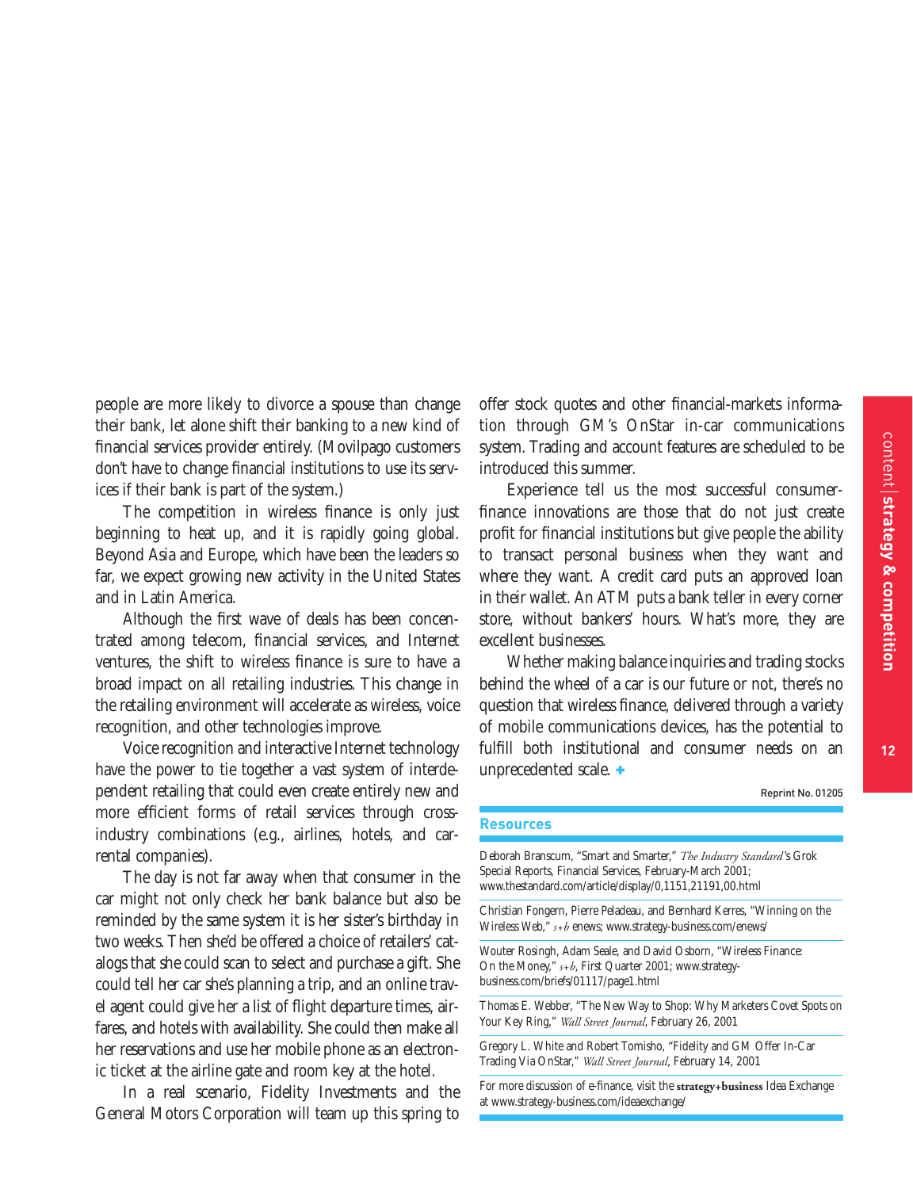people are more likely to divorce a spouse than change their bank, let alone shift their banking to a new kind of financial services provider entirely. (Movilpago customers don't have to change financial institutions to use its services if their bank is part of the system.)

The competition in wireless finance is only just beginning to heat up, and it is rapidly going global. Beyond Asia and Europe, which have been the leaders so far, we expect growing new activity in the United States and in Latin America.

Although the first wave of deals has been concentrated among telecom, financial services, and Internet ventures, the shift to wireless finance is sure to have a broad impact on all retailing industries. This change in the retailing environment will accelerate as wireless, voice recognition, and other technologies improve.

Voice recognition and interactive Internet technology have the power to tie together a vast system of interdependent retailing that could even create entirely new and more efficient forms of retail services through cross-industry combinations (e.g., airlines, hotels, and car-rental companies).

The day is not far away when that consumer in the car might not only check her bank balance but also be reminded by the same system it is her sister's birthday in two weeks. Then she'd be offered a choice of retailers' catalogs that she could scan to select and purchase a gift. She could tell her car she's planning a trip, and an online travel agent could give her a list of flight departure times, airfares, and hotels with availability. She could then make all her reservations and use her mobile phone as an electronic ticket at the airline gate and room key at the hotel.

In a real scenario, Fidelity Investments and the General Motors Corporation will team up this spring to offer stock quotes and other financial-markets information through GM's OnStar in-car communications system. Trading and account features are scheduled to be introduced this summer.

Experience tell us the most successful consumer-finance innovations are those that do not just create profit for financial institutions but give people the ability to transact personal business when they want and where they want. A credit card puts an approved loan in their wallet. An ATM puts a bank teller in every corner store, without bankers' hours. What's more, they are excellent businesses.

Whether making balance inquiries and trading stocks behind the wheel of a car is our future or not, there's no question that wireless finance, delivered through a variety of mobile communications devices, has the potential to fulfill both institutional and consumer needs on an unprecedented scale. +

Reprint No. 01205

## Resources

Deborah Branscum, "Smart and Smarter," *The Industry Standard*'s Grok Special Reports, Financial Services, February-March 2001; www.thestandard.com/article/display/0,1151,21191,00.html

Christian Fongern, Pierre Peladeau, and Bernhard Kerres, "Winning on the Wireless Web," *s+b* enews; www.strategy-business.com/enews/

Wouter Rosingh, Adam Seale, and David Osborn, "Wireless Finance: On the Money," *s+b*, First Quarter 2001; www.strategy-business.com/briefs/01117/page1.html

Thomas E. Webber, "The New Way to Shop: Why Marketers Covet Spots on Your Key Ring," *Wall Street Journal*, February 26, 2001

Gregory L. White and Robert Tomisho, "Fidelity and GM Offer In-Car Trading Via OnStar," *Wall Street Journal*, February 14, 2001

For more discussion of e-finance, visit the **strategy+business** Idea Exchange at www.strategy-business.com/ideaexchange/